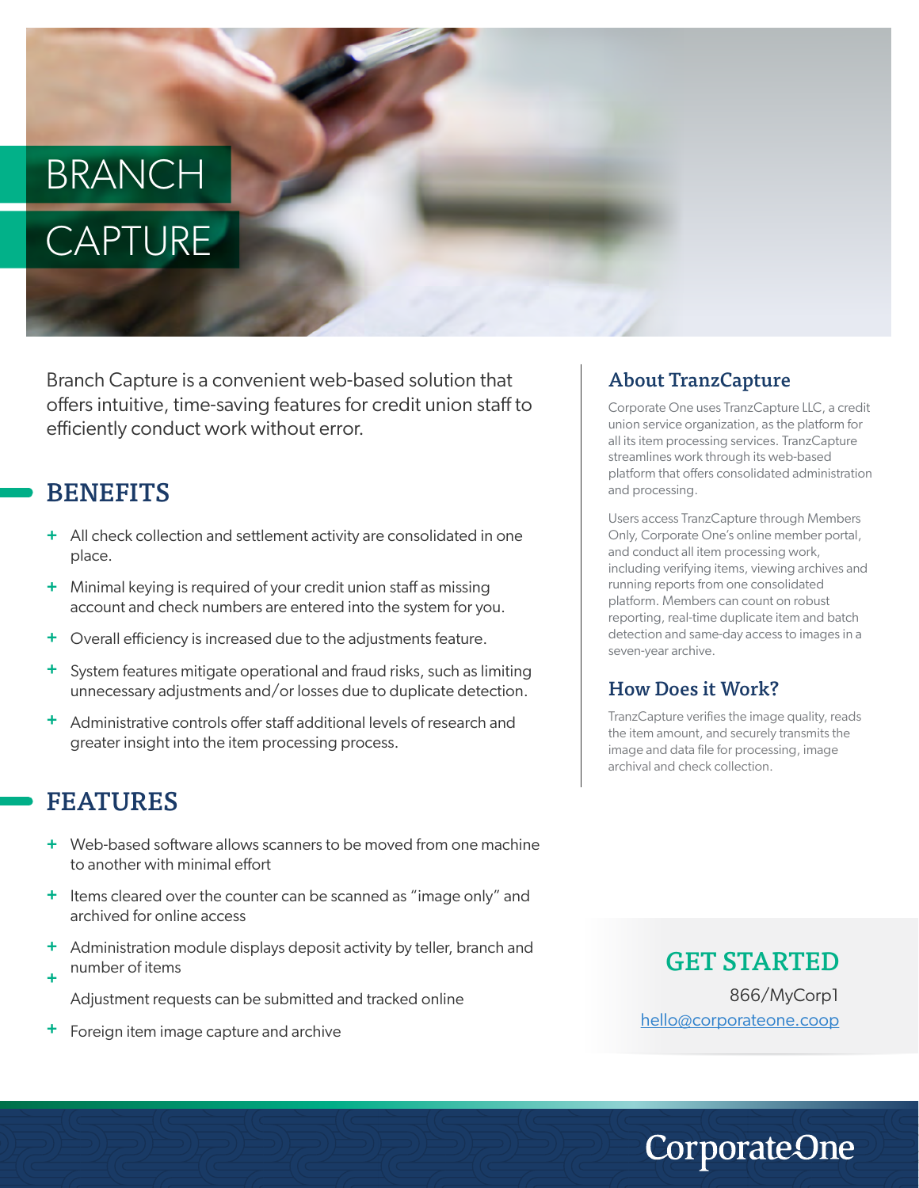# BRANCH CAPTURE

Branch Capture is a convenient web-based solution that offers intuitive, time-saving features for credit union staff to efficiently conduct work without error.

## BENEFITS

- All check collection and settlement activity are consolidated in one place.
- Minimal keying is required of your credit union staff as missing account and check numbers are entered into the system for you.
- Overall efficiency is increased due to the adjustments feature.
- System features mitigate operational and fraud risks, such as limiting unnecessary adjustments and/or losses due to duplicate detection.
- Administrative controls offer staff additional levels of research and greater insight into the item processing process.

## FEATURES

- Web-based software allows scanners to be moved from one machine to another with minimal effort
- Items cleared over the counter can be scanned as "image only" and archived for online access
- Administration module displays deposit activity by teller, branch and number of items
- Adjustment requests can be submitted and tracked online
- Foreign item image capture and archive

## About TranzCapture

Corporate One uses TranzCapture LLC, a credit union service organization, as the platform for all its item processing services. TranzCapture streamlines work through its web-based platform that offers consolidated administration and processing.

Users access TranzCapture through Members Only, Corporate One's online member portal, and conduct all item processing work, including verifying items, viewing archives and running reports from one consolidated platform. Members can count on robust reporting, real-time duplicate item and batch detection and same-day access to images in a seven-year archive.

## How Does it Work?

TranzCapture verifies the image quality, reads the item amount, and securely transmits the image and data file for processing, image archival and check collection.

## GET STARTED

866/MyCorp1

hello@corporateone.coop

CorporateOne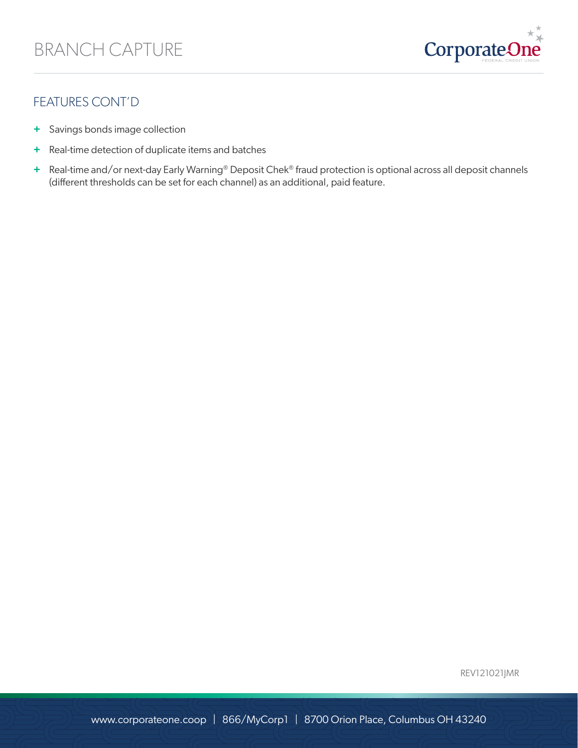## FEATURES CONT'D

- Savings bonds image collection
- Real-time detection of duplicate items and batches
- Real-time and/or next-day Early Warning® Deposit Chek® fraud protection is optional across all deposit channels (different thresholds can be set for each channel) as an additional, paid feature.

REV121021JMR